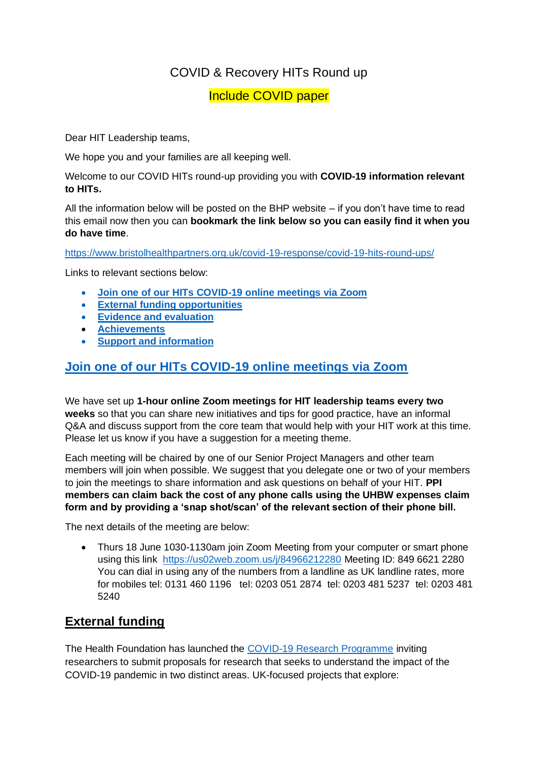# COVID & Recovery HITs Round up

Include COVID paper

Dear HIT Leadership teams,

We hope you and your families are all keeping well.

Welcome to our COVID HITs round-up providing you with **COVID-19 information relevant to HITs.**

All the information below will be posted on the BHP website – if you don't have time to read this email now then you can **bookmark the link below so you can easily find it when you do have time**.

https://www.bristolhealthpartners.org.uk/covid-19-response/covid-19-hits-round-ups/

Links to relevant sections below:

- **Join one of our HITs COVID-19 online meetings via Zoom**
- **External funding opportunities**
- **Evidence and evaluation**
- **Achievements**
- **Support and information**

## Join one of our HITs COVID-19 online meetings via Zoom

We have set up **1-hour online Zoom meetings for HIT leadership teams every two weeks** so that you can share new initiatives and tips for good practice, have an informal Q&A and discuss support from the core team that would help with your HIT work at this time. Please let us know if you have a suggestion for a meeting theme.

Each meeting will be chaired by one of our Senior Project Managers and other team members will join when possible. We suggest that you delegate one or two of your members to join the meetings to share information and ask questions on behalf of your HIT. **PPI members can claim back the cost of any phone calls using the UHBW expenses claim form and by providing a 'snap shot/scan' of the relevant section of their phone bill.**

The next details of the meeting are below:

- Thurs 18 June 1030-1130am join Zoom Meeting from your computer or smart phone using this link https://us02web.zoom.us/j/84966212280 Meeting ID: 849 6621 2280 You can dial in using any of the numbers from a landline as UK landline rates, more for mobiles tel: 0131 460 1196 tel: 0203 051 2874 tel: 0203 481 5237 tel: 0203 481 5240

## External funding

The Health Foundation has launched the COVID-19 Research Programme inviting researchers to submit proposals for research that seeks to understand the impact of the COVID-19 pandemic in two distinct areas. UK-focused projects that explore: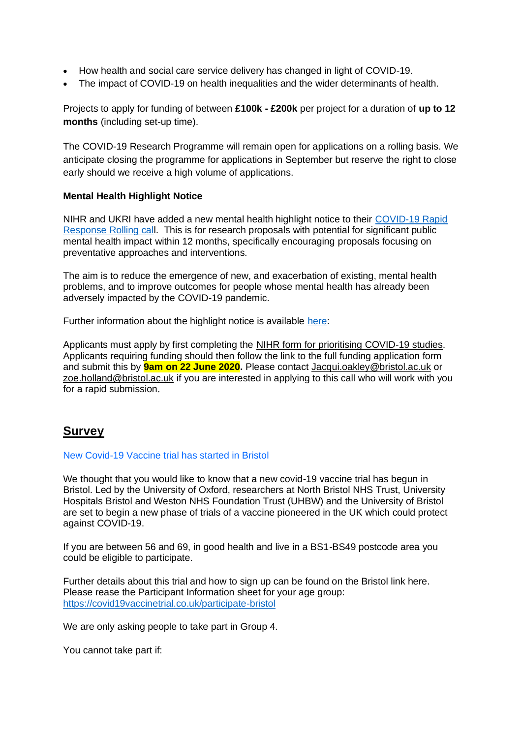- How health and social care service delivery has changed in light of COVID-19.
- The impact of COVID-19 on health inequalities and the wider determinants of health.

Projects to apply for funding of between **£100k - £200k** per project for a duration of **up to 12 months** (including set-up time).

The COVID-19 Research Programme will remain open for applications on a rolling basis. We anticipate closing the programme for applications in September but reserve the right to close early should we receive a high volume of applications.

**Mental Health Highlight Notice**

NIHR and UKRI have added a new mental health highlight notice to their COVID-19 Rapid Response Rolling call. This is for research proposals with potential for significant public mental health impact within 12 months, specifically encouraging proposals focusing on preventative approaches and interventions.

The aim is to reduce the emergence of new, and exacerbation of existing, mental health problems, and to improve outcomes for people whose mental health has already been adversely impacted by the COVID-19 pandemic.

Further information about the highlight notice is available here:

Applicants must apply by first completing the NIHR form for prioritising COVID-19 studies. Applicants requiring funding should then follow the link to the full funding application form and submit this by **9am on 22 June 2020.** Please contact Jacqui.oakley@bristol.ac.uk or zoe.holland@bristol.ac.uk if you are interested in applying to this call who will work with you for a rapid submission.

## Survey

New Covid-19 Vaccine trial has started in Bristol

We thought that you would like to know that a new covid-19 vaccine trial has begun in Bristol. Led by the University of Oxford, researchers at North Bristol NHS Trust, University Hospitals Bristol and Weston NHS Foundation Trust (UHBW) and the University of Bristol are set to begin a new phase of trials of a vaccine pioneered in the UK which could protect against COVID-19.

If you are between 56 and 69, in good health and live in a BS1-BS49 postcode area you could be eligible to participate.

Further details about this trial and how to sign up can be found on the Bristol link here. Please rease the Participant Information sheet for your age group: https://covid19vaccinetrial.co.uk/participate-bristol

We are only asking people to take part in Group 4.

You cannot take part if: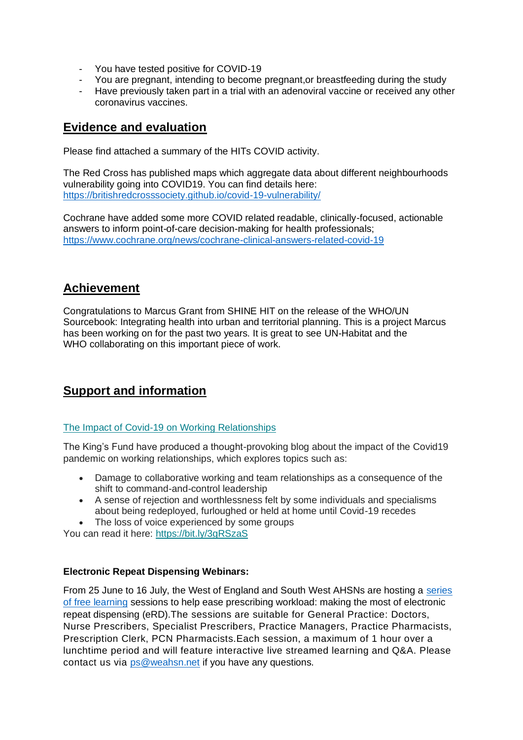- You have tested positive for COVID-19
- You are pregnant, intending to become pregnant,or breastfeeding during the study
- Have previously taken part in a trial with an adenoviral vaccine or received any other coronavirus vaccines.

## Evidence and evaluation

Please find attached a summary of the HITs COVID activity.

The Red Cross has published maps which aggregate data about different neighbourhoods vulnerability going into COVID19. You can find details here: https://britishredcrosssociety.github.io/covid-19-vulnerability/

Cochrane have added some more COVID related readable, clinically-focused, actionable answers to inform point-of-care decision-making for health professionals; https://www.cochrane.org/news/cochrane-clinical-answers-related-covid-19

## Achievement

Congratulations to Marcus Grant from SHINE HIT on the release of the WHO/UN Sourcebook: Integrating health into urban and territorial planning. This is a project Marcus has been working on for the past two years. It is great to see UN-Habitat and the WHO collaborating on this important piece of work.

## Support and information

The Impact of Covid-19 on Working Relationships

The King's Fund have produced a thought-provoking blog about the impact of the Covid19 pandemic on working relationships, which explores topics such as:

- Damage to collaborative working and team relationships as a consequence of the shift to command-and-control leadership
- A sense of rejection and worthlessness felt by some individuals and specialisms about being redeployed, furloughed or held at home until Covid-19 recedes
- The loss of voice experienced by some groups

You can read it here: https://bit.ly/3gRSzaS

**Electronic Repeat Dispensing Webinars:**

From 25 June to 16 July, the West of England and South West AHSNs are hosting a series of free learning sessions to help ease prescribing workload: making the most of electronic repeat dispensing (eRD).The sessions are suitable for General Practice: Doctors, Nurse Prescribers, Specialist Prescribers, Practice Managers, Practice Pharmacists, Prescription Clerk, PCN Pharmacists.Each session, a maximum of 1 hour over a lunchtime period and will feature interactive live streamed learning and Q&A. Please contact us via ps@weahsn.net if you have any questions.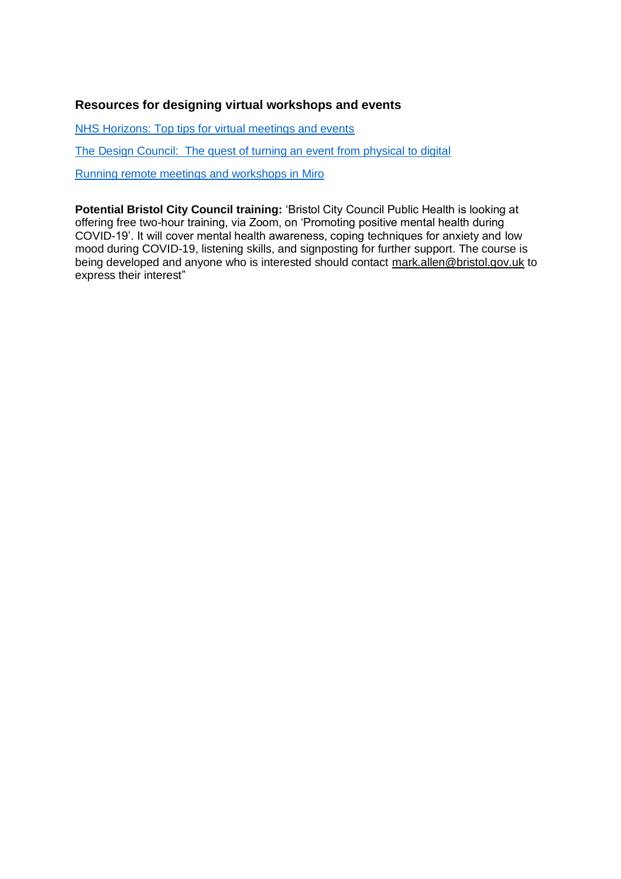### Resources for designing virtual workshops and events

NHS Horizons: Top tips for virtual meetings and events

The Design Council:  The quest of turning an event from physical to digital

Running remote meetings and workshops in Miro

**Potential Bristol City Council training:** 'Bristol City Council Public Health is looking at offering free two-hour training, via Zoom, on 'Promoting positive mental health during COVID-19'. It will cover mental health awareness, coping techniques for anxiety and low mood during COVID-19, listening skills, and signposting for further support. The course is being developed and anyone who is interested should contact mark.allen@bristol.gov.uk to express their interest"